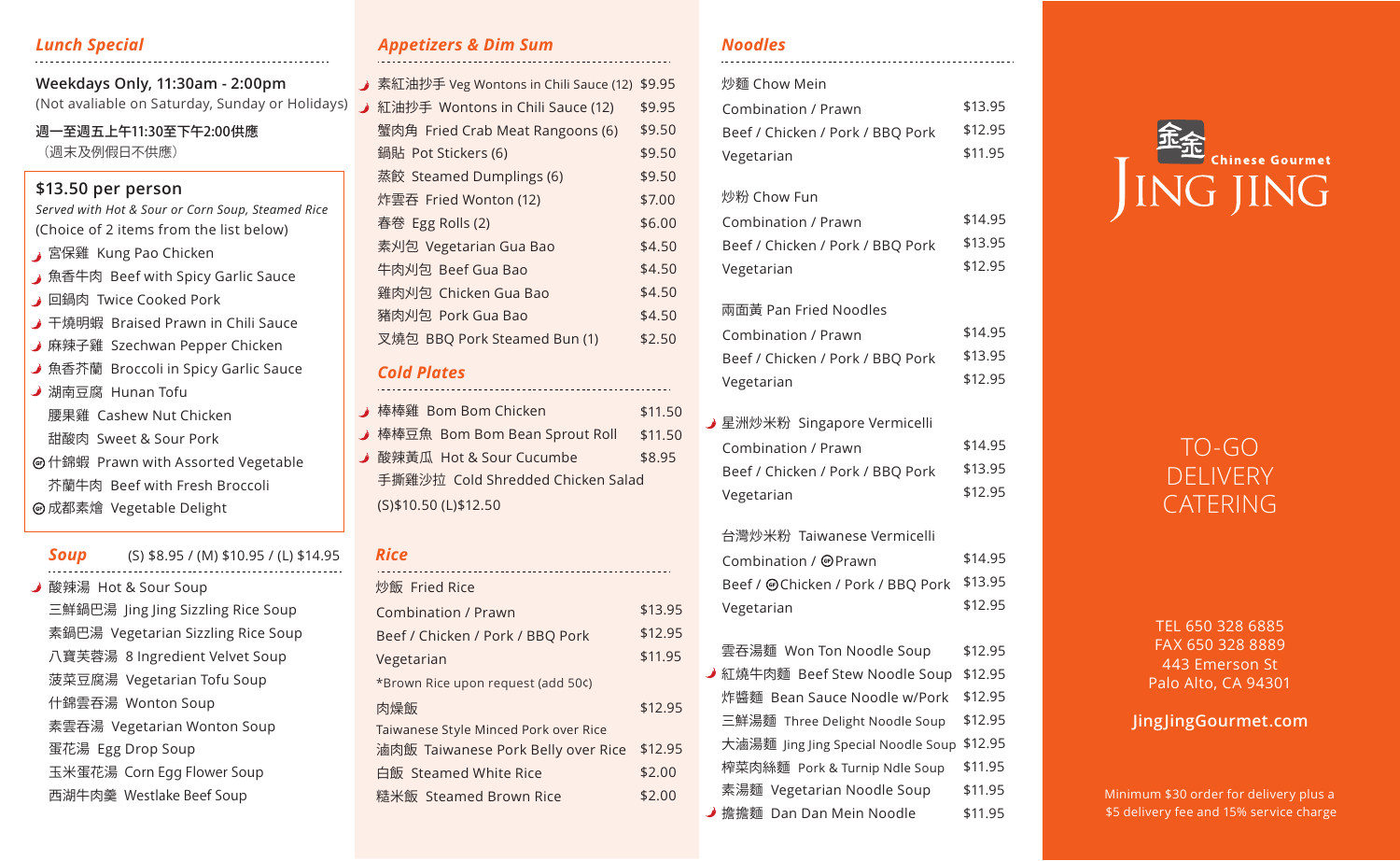## *Lunch Special*

**Weekdays Only, 11:30am - 2:00pm**
(Not avaliable on Saturday, Sunday or Holidays)

**週一至週五上午11:30至下午2:00供應**
（週末及例假日不供應）

### $13.50 per person

*Served with Hot & Sour or Corn Soup, Steamed Rice*
(Choice of 2 items from the list below)

- 宮保雞 Kung Pao Chicken
- 魚香牛肉 Beef with Spicy Garlic Sauce
- 回鍋肉 Twice Cooked Pork
- 干燒明蝦 Braised Prawn in Chili Sauce
- 麻辣子雞 Szechwan Pepper Chicken
- 魚香芥蘭 Broccoli in Spicy Garlic Sauce
- 湖南豆腐 Hunan Tofu
- 腰果雞 Cashew Nut Chicken
- 甜酸肉 Sweet & Sour Pork
- 什錦蝦 Prawn with Assorted Vegetable
- 芥蘭牛肉 Beef with Fresh Broccoli
- 成都素燴 Vegetable Delight

## *Soup* (S) $8.95 / (M) $10.95 / (L) $14.95

- 酸辣湯 Hot & Sour Soup
- 三鮮鍋巴湯 Jing Jing Sizzling Rice Soup
- 素鍋巴湯 Vegetarian Sizzling Rice Soup
- 八寶芙蓉湯 8 Ingredient Velvet Soup
- 菠菜豆腐湯 Vegetarian Tofu Soup
- 什錦雲吞湯 Wonton Soup
- 素雲吞湯 Vegetarian Wonton Soup
- 蛋花湯 Egg Drop Soup
- 玉米蛋花湯 Corn Egg Flower Soup
- 西湖牛肉羹 Westlake Beef Soup

## *Appetizers & Dim Sum*

| Item | Price |
|---|---|
| 素紅油抄手 Veg Wontons in Chili Sauce (12) | $9.95 |
| 紅油抄手 Wontons in Chili Sauce (12) | $9.95 |
| 蟹肉角 Fried Crab Meat Rangoons (6) | $9.50 |
| 鍋貼 Pot Stickers (6) | $9.50 |
| 蒸餃 Steamed Dumplings (6) | $9.50 |
| 炸雲吞 Fried Wonton (12) | $7.00 |
| 春卷 Egg Rolls (2) | $6.00 |
| 素刈包 Vegetarian Gua Bao | $4.50 |
| 牛肉刈包 Beef Gua Bao | $4.50 |
| 雞肉刈包 Chicken Gua Bao | $4.50 |
| 豬肉刈包 Pork Gua Bao | $4.50 |
| 叉燒包 BBQ Pork Steamed Bun (1) | $2.50 |

## *Cold Plates*

| Item | Price |
|---|---|
| 棒棒雞 Bom Bom Chicken | $11.50 |
| 棒棒豆魚 Bom Bom Bean Sprout Roll | $11.50 |
| 酸辣黃瓜 Hot & Sour Cucumbe | $8.95 |
| 手撕雞沙拉 Cold Shredded Chicken Salad (S)$10.50 (L)$12.50 | |

## *Rice*

炒飯 Fried Rice

| Item | Price |
|---|---|
| Combination / Prawn | $13.95 |
| Beef / Chicken / Pork / BBQ Pork | $12.95 |
| Vegetarian | $11.95 |

*Brown Rice upon request (add 50¢)

| Item | Price |
|---|---|
| 肉燥飯 Taiwanese Style Minced Pork over Rice | $12.95 |
| 滷肉飯 Taiwanese Pork Belly over Rice | $12.95 |
| 白飯 Steamed White Rice | $2.00 |
| 糙米飯 Steamed Brown Rice | $2.00 |

## *Noodles*

炒麵 Chow Mein

| Item | Price |
|---|---|
| Combination / Prawn | $13.95 |
| Beef / Chicken / Pork / BBQ Pork | $12.95 |
| Vegetarian | $11.95 |

炒粉 Chow Fun

| Item | Price |
|---|---|
| Combination / Prawn | $14.95 |
| Beef / Chicken / Pork / BBQ Pork | $13.95 |
| Vegetarian | $12.95 |

兩面黃 Pan Fried Noodles

| Item | Price |
|---|---|
| Combination / Prawn | $14.95 |
| Beef / Chicken / Pork / BBQ Pork | $13.95 |
| Vegetarian | $12.95 |

星洲炒米粉 Singapore Vermicelli

| Item | Price |
|---|---|
| Combination / Prawn | $14.95 |
| Beef / Chicken / Pork / BBQ Pork | $13.95 |
| Vegetarian | $12.95 |

台灣炒米粉 Taiwanese Vermicelli

| Item | Price |
|---|---|
| Combination / Prawn | $14.95 |
| Beef / Chicken / Pork / BBQ Pork | $13.95 |
| Vegetarian | $12.95 |

| Item | Price |
|---|---|
| 雲吞湯麵 Won Ton Noodle Soup | $12.95 |
| 紅燒牛肉麵 Beef Stew Noodle Soup | $12.95 |
| 炸醬麵 Bean Sauce Noodle w/Pork | $12.95 |
| 三鮮湯麵 Three Delight Noodle Soup | $12.95 |
| 大滷湯麵 Jing Jing Special Noodle Soup | $12.95 |
| 榨菜肉絲麵 Pork & Turnip Ndle Soup | $11.95 |
| 素湯麵 Vegetarian Noodle Soup | $11.95 |
| 擔擔麵 Dan Dan Mein Noodle | $11.95 |

# 金金 Chinese Gourmet JING JING

TO-GO
DELIVERY
CATERING

TEL 650 328 6885
FAX 650 328 8889
443 Emerson St
Palo Alto, CA 94301

**JingJingGourmet.com**

Minimum $30 order for delivery plus a $5 delivery fee and 15% service charge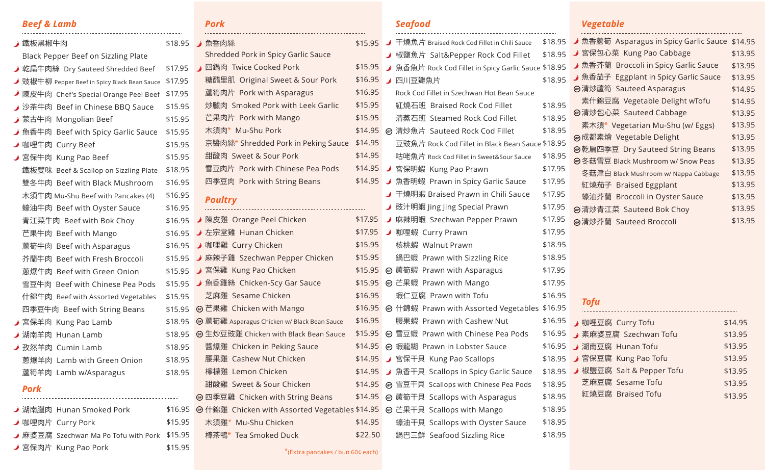## Beef & Lamb

| | |
|---|---|
| 鐵板黑椒牛肉 Black Pepper Beef on Sizzling Plate | $18.95 |
| 乾扁牛肉絲 Dry Sauteed Shredded Beef | $17.95 |
| 豉椒牛柳 Pepper Beef in Spicy Black Bean Sauce | $17.95 |
| 陳皮牛肉 Chef's Special Orange Peel Beef | $17.95 |
| 沙茶牛肉 Beef in Chinese BBQ Sauce | $15.95 |
| 蒙古牛肉 Mongolian Beef | $15.95 |
| 魚香牛肉 Beef with Spicy Garlic Sauce | $15.95 |
| 咖哩牛肉 Curry Beef | $15.95 |
| 宮保牛肉 Kung Pao Beef | $15.95 |
| 鐵板雙味 Beef & Scallop on Sizzling Plate | $18.95 |
| 雙冬牛肉 Beef with Black Mushroom | $16.95 |
| 木須牛肉 Mu-Shu Beef with Pancakes (4) | $16.95 |
| 蠔油牛肉 Beef with Oyster Sauce | $16.95 |
| 青江菜牛肉 Beef with Bok Choy | $16.95 |
| 芒果牛肉 Beef with Mango | $16.95 |
| 蘆筍牛肉 Beef with Asparagus | $16.95 |
| 芥蘭牛肉 Beef with Fresh Broccoli | $15.95 |
| 蔥爆牛肉 Beef with Green Onion | $15.95 |
| 雪豆牛肉 Beef with Chinese Pea Pods | $15.95 |
| 什錦牛肉 Beef with Assorted Vegetables | $15.95 |
| 四季豆牛肉 Beef with String Beans | $15.95 |
| 宮保羊肉 Kung Pao Lamb | $18.95 |
| 湖南羊肉 Hunan Lamb | $18.95 |
| 孜然羊肉 Cumin Lamb | $18.95 |
| 蔥爆羊肉 Lamb with Green Onion | $18.95 |
| 蘆筍羊肉 Lamb w/Asparagus | $18.95 |

## Pork

| | |
|---|---|
| 湖南臘肉 Hunan Smoked Pork | $16.95 |
| 咖哩肉片 Curry Pork | $15.95 |
| 麻婆豆腐 Szechwan Ma Po Tofu with Pork | $15.95 |
| 宮保肉片 Kung Pao Pork | $15.95 |
| 魚香肉絲 Shredded Pork in Spicy Garlic Sauce | $15.95 |
| 回鍋肉 Twice Cooked Pork | $15.95 |
| 糖醋里肌 Original Sweet & Sour Pork | $16.95 |
| 蘆筍肉片 Pork with Asparagus | $16.95 |
| 炒臘肉 Smoked Pork with Leek Garlic | $15.95 |
| 芒果肉片 Pork with Mango | $15.95 |
| 木須肉* Mu-Shu Pork | $14.95 |
| 京醬肉絲* Shredded Pork in Peking Sauce | $14.95 |
| 甜酸肉 Sweet & Sour Pork | $14.95 |
| 雪豆肉片 Pork with Chinese Pea Pods | $14.95 |
| 四季豆肉 Pork with String Beans | $14.95 |

## Poultry

| | |
|---|---|
| 陳皮雞 Orange Peel Chicken | $17.95 |
| 左宗堂雞 Hunan Chicken | $17.95 |
| 咖哩雞 Curry Chicken | $15.95 |
| 麻辣子雞 Szechwan Pepper Chicken | $15.95 |
| 宮保雞 Kung Pao Chicken | $15.95 |
| 魚香雞絲 Chicken-Scy Gar Sauce | $15.95 |
| 芝麻雞 Sesame Chicken | $16.95 |
| 芒果雞 Chicken with Mango | $16.95 |
| 蘆筍雞 Asparagus Chicken w/ Black Bean Sauce | $16.95 |
| 生炒豆豉雞 Chicken with Black Bean Sauce | $15.95 |
| 醬爆雞 Chicken in Peking Sauce | $14.95 |
| 腰果雞 Cashew Nut Chicken | $14.95 |
| 檸檬雞 Lemon Chicken | $14.95 |
| 甜酸雞 Sweet & Sour Chicken | $14.95 |
| 四季豆雞 Chicken with String Beans | $14.95 |
| 什錦雞 Chicken with Assorted Vegetables | $14.95 |
| 木須雞* Mu-Shu Chicken | $14.95 |
| 樟茶鴨* Tea Smoked Duck | $22.50 |

*(Extra pancakes / bun 60¢ each)

## Seafood

| | |
|---|---|
| 干燒魚片 Braised Rock Cod Fillet in Chili Sauce | $18.95 |
| 椒鹽魚片 Salt&Pepper Rock Cod Fillet | $18.95 |
| 魚香魚片 Rock Cod Fillet in Spicy Garlic Sauce | $18.95 |
| 四川豆瓣魚片 Rock Cod Fillet in Szechwan Hot Bean Sauce | $18.95 |
| 紅燒石班 Braised Rock Cod Fillet | $18.95 |
| 清蒸石班 Steamed Rock Cod Fillet | $18.95 |
| 清炒魚片 Sauteed Rock Cod Fillet | $18.95 |
| 豆豉魚片 Rock Cod Fillet in Black Bean Sauce | $18.95 |
| 咕咾魚片 Rock Cod Fillet in Sweet&Sour Sauce | $18.95 |
| 宮保明蝦 Kung Pao Prawn | $17.95 |
| 魚香明蝦 Prawn in Spicy Garlic Sauce | $17.95 |
| 干燒明蝦 Braised Prawn in Chili Sauce | $17.95 |
| 豉汁明蝦 Jing Jing Special Prawn | $17.95 |
| 麻辣明蝦 Szechwan Pepper Prawn | $17.95 |
| 咖哩蝦 Curry Prawn | $17.95 |
| 核桃蝦 Walnut Prawn | $18.95 |
| 鍋巴蝦 Prawn with Sizzling Rice | $18.95 |
| 蘆筍蝦 Prawn with Asparagus | $17.95 |
| 芒果蝦 Prawn with Mango | $17.95 |
| 蝦仁豆腐 Prawn with Tofu | $16.95 |
| 什錦蝦 Prawn with Assorted Vegetables | $16.95 |
| 腰果蝦 Prawn with Cashew Nut | $16.95 |
| 雪豆蝦 Prawn with Chinese Pea Pods | $16.95 |
| 蝦龍糊 Prawn in Lobster Sauce | $16.95 |
| 宮保干貝 Kung Pao Scallops | $18.95 |
| 魚香干貝 Scallops in Spicy Garlic Sauce | $18.95 |
| 雪豆干貝 Scallops with Chinese Pea Pods | $18.95 |
| 蘆筍干貝 Scallops with Asparagus | $18.95 |
| 芒果干貝 Scallops with Mango | $18.95 |
| 蠔油干貝 Scallops with Oyster Sauce | $18.95 |
| 鍋巴三鮮 Seafood Sizzling Rice | $18.95 |

## Vegetable

| | |
|---|---|
| 魚香蘆筍 Asparagus in Spicy Garlic Sauce | $14.95 |
| 宮保包心菜 Kung Pao Cabbage | $13.95 |
| 魚香芥蘭 Broccoli in Spicy Garlic Sauce | $13.95 |
| 魚香茄子 Eggplant in Spicy Garlic Sauce | $13.95 |
| 清炒蘆筍 Sauteed Asparagus | $14.95 |
| 素什錦豆腐 Vegetable Delight wTofu | $14.95 |
| 清炒包心菜 Sauteed Cabbage | $13.95 |
| 素木須* Vegetarian Mu-Shu (w/ Eggs) | $13.95 |
| 成都素燴 Vegetable Delight | $13.95 |
| 乾扁四季豆 Dry Sauteed String Beans | $13.95 |
| 冬菇雪豆 Black Mushroom w/ Snow Peas | $13.95 |
| 冬菇津白 Black Mushroom w/ Nappa Cabbage | $13.95 |
| 紅燒茄子 Braised Eggplant | $13.95 |
| 蠔油芥蘭 Broccoli in Oyster Sauce | $13.95 |
| 清炒青江菜 Sauteed Bok Choy | $13.95 |
| 清炒芥蘭 Sauteed Broccoli | $13.95 |

## Tofu

| | |
|---|---|
| 咖哩豆腐 Curry Tofu | $14.95 |
| 素麻婆豆腐 Szechwan Tofu | $13.95 |
| 湖南豆腐 Hunan Tofu | $13.95 |
| 宮保豆腐 Kung Pao Tofu | $13.95 |
| 椒鹽豆腐 Salt & Pepper Tofu | $13.95 |
| 芝麻豆腐 Sesame Tofu | $13.95 |
| 紅燒豆腐 Braised Tofu | $13.95 |